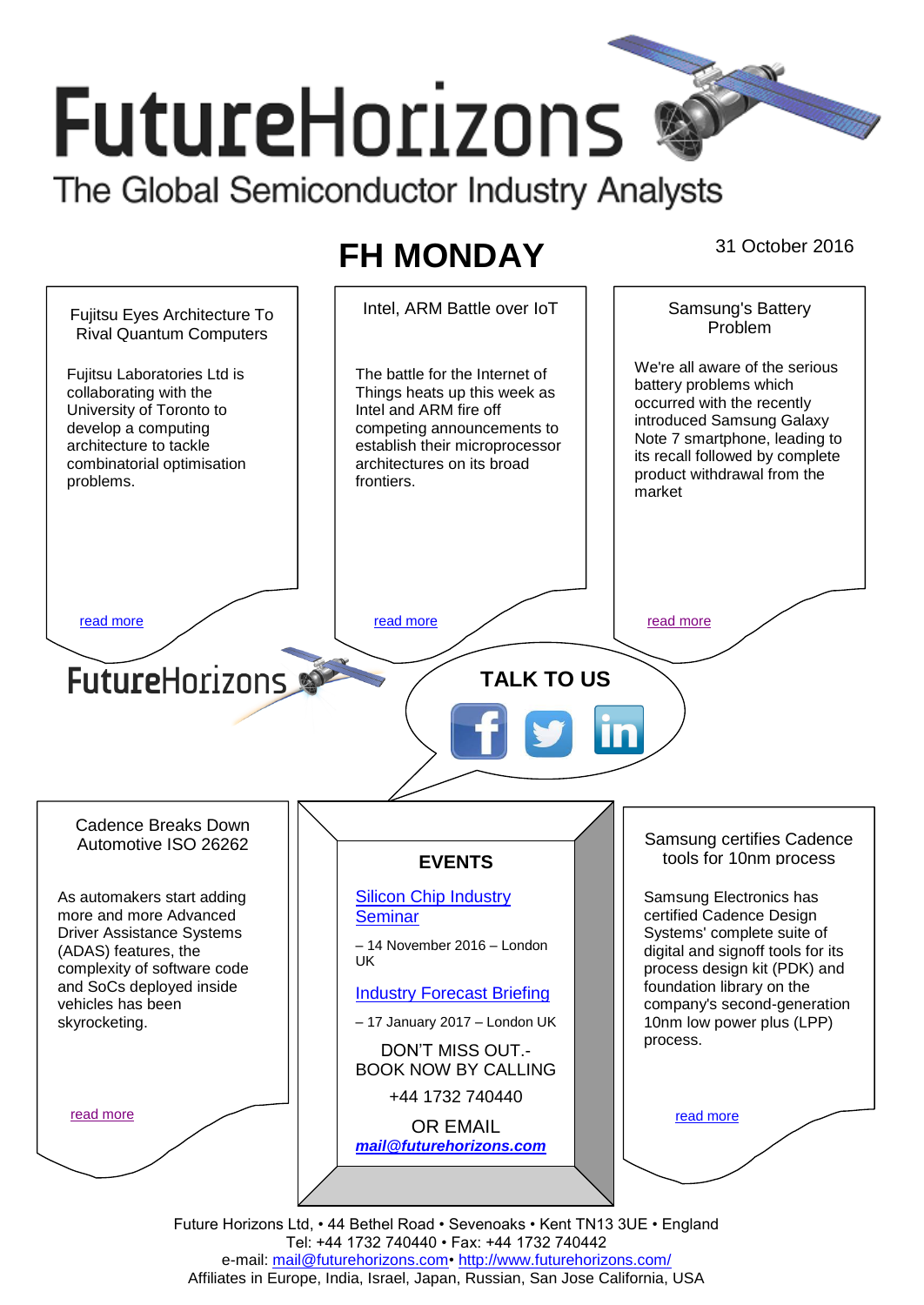# FutureHorizons

The Global Semiconductor Industry Analysts

## FH MONDAY

31 October 2016

### Fujitsu Eyes Architecture To Rival Quantum Computers

Fujitsu Laboratories Ltd is collaborating with the University of Toronto to develop a computing architecture to tackle combinatorial optimisation problems.

read more

### Intel, ARM Battle over IoT

The battle for the Internet of Things heats up this week as Intel and ARM fire off competing announcements to establish their microprocessor architectures on its broad frontiers.

read more

### Samsung's Battery Problem

We're all aware of the serious battery problems which occurred with the recently introduced Samsung Galaxy Note 7 smartphone, leading to its recall followed by complete product withdrawal from the market

read more

FutureHorizons

**TALK TO US**

### Cadence Breaks Down Automotive ISO 26262

As automakers start adding more and more Advanced Driver Assistance Systems (ADAS) features, the complexity of software code and SoCs deployed inside vehicles has been skyrocketing.

read more

### EVENTS

Silicon Chip Industry Seminar

– 14 November 2016 – London UK

Industry Forecast Briefing

– 17 January 2017 – London UK

DON'T MISS OUT.- BOOK NOW BY CALLING

+44 1732 740440

OR EMAIL

***mail@futurehorizons.com***

### Samsung certifies Cadence tools for 10nm process

Samsung Electronics has certified Cadence Design Systems' complete suite of digital and signoff tools for its process design kit (PDK) and foundation library on the company's second-generation 10nm low power plus (LPP) process.

read more

Future Horizons Ltd, • 44 Bethel Road • Sevenoaks • Kent TN13 3UE • England
Tel: +44 1732 740440 • Fax: +44 1732 740442
e-mail: mail@futurehorizons.com• http://www.futurehorizons.com/
Affiliates in Europe, India, Israel, Japan, Russian, San Jose California, USA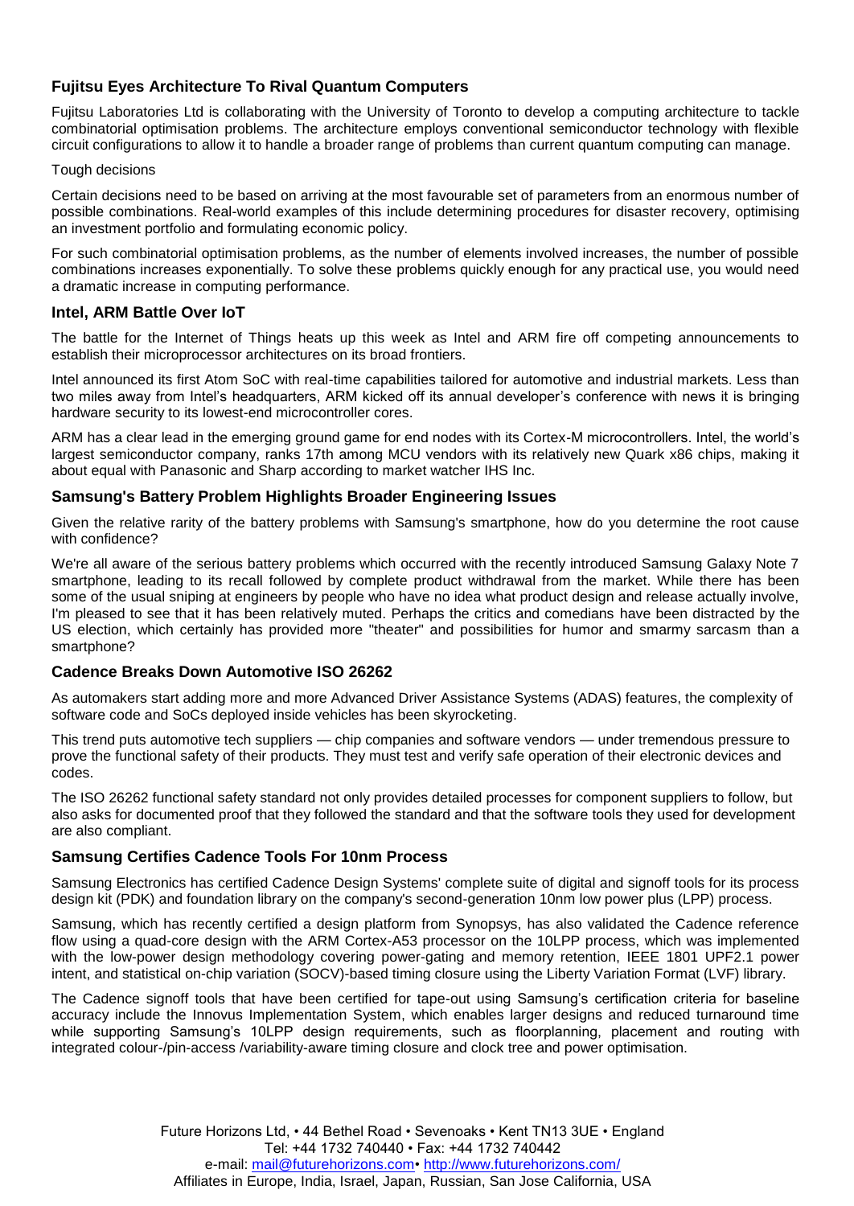## Fujitsu Eyes Architecture To Rival Quantum Computers

Fujitsu Laboratories Ltd is collaborating with the University of Toronto to develop a computing architecture to tackle combinatorial optimisation problems. The architecture employs conventional semiconductor technology with flexible circuit configurations to allow it to handle a broader range of problems than current quantum computing can manage.

Tough decisions

Certain decisions need to be based on arriving at the most favourable set of parameters from an enormous number of possible combinations. Real-world examples of this include determining procedures for disaster recovery, optimising an investment portfolio and formulating economic policy.

For such combinatorial optimisation problems, as the number of elements involved increases, the number of possible combinations increases exponentially. To solve these problems quickly enough for any practical use, you would need a dramatic increase in computing performance.

## Intel, ARM Battle Over IoT

The battle for the Internet of Things heats up this week as Intel and ARM fire off competing announcements to establish their microprocessor architectures on its broad frontiers.

Intel announced its first Atom SoC with real-time capabilities tailored for automotive and industrial markets. Less than two miles away from Intel's headquarters, ARM kicked off its annual developer's conference with news it is bringing hardware security to its lowest-end microcontroller cores.

ARM has a clear lead in the emerging ground game for end nodes with its Cortex-M microcontrollers. Intel, the world's largest semiconductor company, ranks 17th among MCU vendors with its relatively new Quark x86 chips, making it about equal with Panasonic and Sharp according to market watcher IHS Inc.

## Samsung's Battery Problem Highlights Broader Engineering Issues

Given the relative rarity of the battery problems with Samsung's smartphone, how do you determine the root cause with confidence?

We're all aware of the serious battery problems which occurred with the recently introduced Samsung Galaxy Note 7 smartphone, leading to its recall followed by complete product withdrawal from the market. While there has been some of the usual sniping at engineers by people who have no idea what product design and release actually involve, I'm pleased to see that it has been relatively muted. Perhaps the critics and comedians have been distracted by the US election, which certainly has provided more "theater" and possibilities for humor and smarmy sarcasm than a smartphone?

## Cadence Breaks Down Automotive ISO 26262

As automakers start adding more and more Advanced Driver Assistance Systems (ADAS) features, the complexity of software code and SoCs deployed inside vehicles has been skyrocketing.

This trend puts automotive tech suppliers — chip companies and software vendors — under tremendous pressure to prove the functional safety of their products. They must test and verify safe operation of their electronic devices and codes.

The ISO 26262 functional safety standard not only provides detailed processes for component suppliers to follow, but also asks for documented proof that they followed the standard and that the software tools they used for development are also compliant.

## Samsung Certifies Cadence Tools For 10nm Process

Samsung Electronics has certified Cadence Design Systems' complete suite of digital and signoff tools for its process design kit (PDK) and foundation library on the company's second-generation 10nm low power plus (LPP) process.

Samsung, which has recently certified a design platform from Synopsys, has also validated the Cadence reference flow using a quad-core design with the ARM Cortex-A53 processor on the 10LPP process, which was implemented with the low-power design methodology covering power-gating and memory retention, IEEE 1801 UPF2.1 power intent, and statistical on-chip variation (SOCV)-based timing closure using the Liberty Variation Format (LVF) library.

The Cadence signoff tools that have been certified for tape-out using Samsung's certification criteria for baseline accuracy include the Innovus Implementation System, which enables larger designs and reduced turnaround time while supporting Samsung's 10LPP design requirements, such as floorplanning, placement and routing with integrated colour-/pin-access /variability-aware timing closure and clock tree and power optimisation.

Future Horizons Ltd, • 44 Bethel Road • Sevenoaks • Kent TN13 3UE • England
Tel: +44 1732 740440 • Fax: +44 1732 740442
e-mail: mail@futurehorizons.com• http://www.futurehorizons.com/
Affiliates in Europe, India, Israel, Japan, Russian, San Jose California, USA